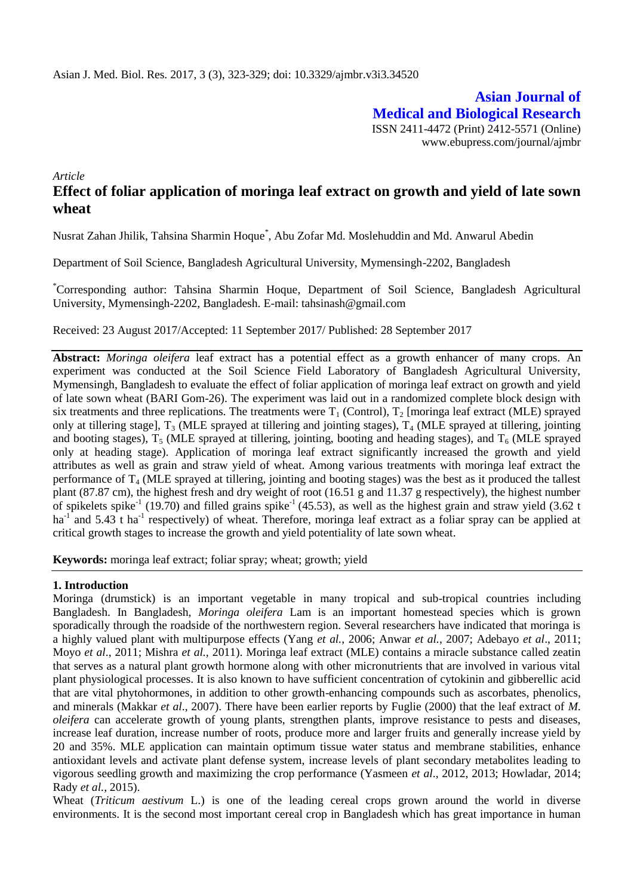# Asian Journal of Medical and Biological Research

ISSN 2411-4472 (Print) 2412-5571 (Online)
www.ebupress.com/journal/ajmbr

*Article*

## Effect of foliar application of moringa leaf extract on growth and yield of late sown wheat

Nusrat Zahan Jhilik, Tahsina Sharmin Hoque*, Abu Zofar Md. Moslehuddin and Md. Anwarul Abedin

Department of Soil Science, Bangladesh Agricultural University, Mymensingh-2202, Bangladesh

*Corresponding author: Tahsina Sharmin Hoque, Department of Soil Science, Bangladesh Agricultural University, Mymensingh-2202, Bangladesh. E-mail: tahsinash@gmail.com

Received: 23 August 2017/Accepted: 11 September 2017/ Published: 28 September 2017

**Abstract:** *Moringa oleifera* leaf extract has a potential effect as a growth enhancer of many crops. An experiment was conducted at the Soil Science Field Laboratory of Bangladesh Agricultural University, Mymensingh, Bangladesh to evaluate the effect of foliar application of moringa leaf extract on growth and yield of late sown wheat (BARI Gom-26). The experiment was laid out in a randomized complete block design with six treatments and three replications. The treatments were $T_1$ (Control), $T_2$ [moringa leaf extract (MLE) sprayed only at tillering stage], $T_3$ (MLE sprayed at tillering and jointing stages), $T_4$ (MLE sprayed at tillering, jointing and booting stages), $T_5$ (MLE sprayed at tillering, jointing, booting and heading stages), and $T_6$ (MLE sprayed only at heading stage). Application of moringa leaf extract significantly increased the growth and yield attributes as well as grain and straw yield of wheat. Among various treatments with moringa leaf extract the performance of $T_4$ (MLE sprayed at tillering, jointing and booting stages) was the best as it produced the tallest plant (87.87 cm), the highest fresh and dry weight of root (16.51 g and 11.37 g respectively), the highest number of spikelets spike$^{-1}$ (19.70) and filled grains spike$^{-1}$ (45.53), as well as the highest grain and straw yield (3.62 t ha$^{-1}$ and 5.43 t ha$^{-1}$ respectively) of wheat. Therefore, moringa leaf extract as a foliar spray can be applied at critical growth stages to increase the growth and yield potentiality of late sown wheat.

**Keywords:** moringa leaf extract; foliar spray; wheat; growth; yield

## 1. Introduction

Moringa (drumstick) is an important vegetable in many tropical and sub-tropical countries including Bangladesh. In Bangladesh, *Moringa oleifera* Lam is an important homestead species which is grown sporadically through the roadside of the northwestern region. Several researchers have indicated that moringa is a highly valued plant with multipurpose effects (Yang *et al.*, 2006; Anwar *et al.*, 2007; Adebayo *et al*., 2011; Moyo *et al*., 2011; Mishra *et al.,* 2011). Moringa leaf extract (MLE) contains a miracle substance called zeatin that serves as a natural plant growth hormone along with other micronutrients that are involved in various vital plant physiological processes. It is also known to have sufficient concentration of cytokinin and gibberellic acid that are vital phytohormones, in addition to other growth-enhancing compounds such as ascorbates, phenolics, and minerals (Makkar *et al*., 2007). There have been earlier reports by Fuglie (2000) that the leaf extract of *M. oleifera* can accelerate growth of young plants, strengthen plants, improve resistance to pests and diseases, increase leaf duration, increase number of roots, produce more and larger fruits and generally increase yield by 20 and 35%. MLE application can maintain optimum tissue water status and membrane stabilities, enhance antioxidant levels and activate plant defense system, increase levels of plant secondary metabolites leading to vigorous seedling growth and maximizing the crop performance (Yasmeen *et al*., 2012, 2013; Howladar, 2014; Rady *et al.,* 2015).

Wheat (*Triticum aestivum* L.) is one of the leading cereal crops grown around the world in diverse environments. It is the second most important cereal crop in Bangladesh which has great importance in human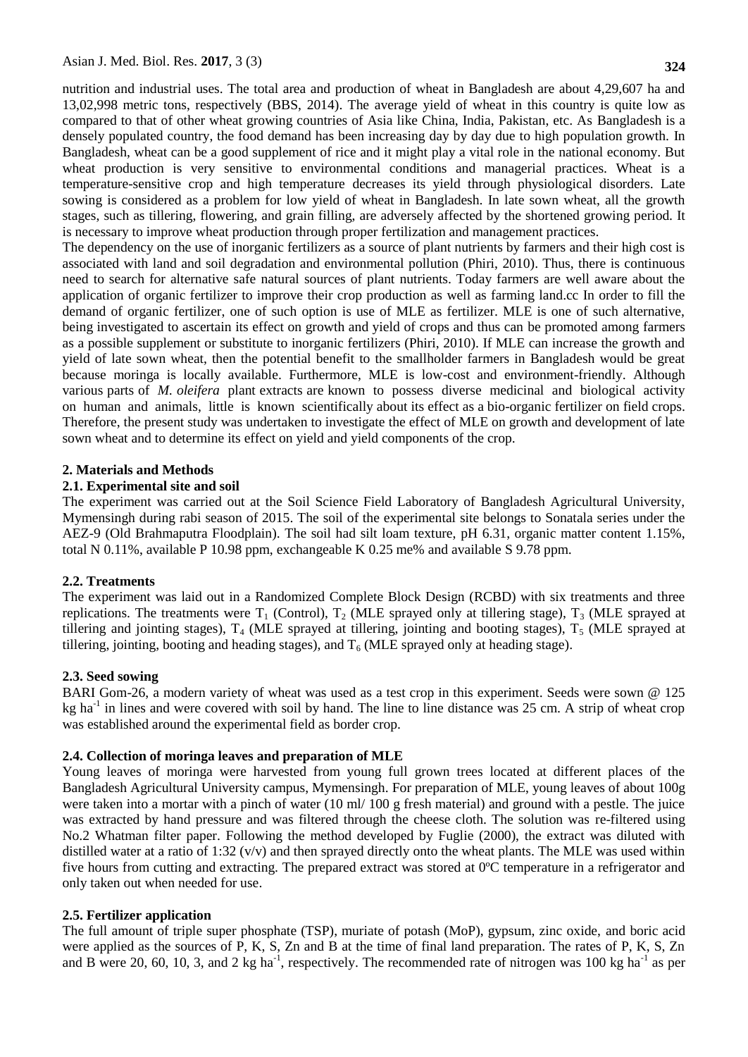nutrition and industrial uses. The total area and production of wheat in Bangladesh are about 4,29,607 ha and 13,02,998 metric tons, respectively (BBS, 2014). The average yield of wheat in this country is quite low as compared to that of other wheat growing countries of Asia like China, India, Pakistan, etc. As Bangladesh is a densely populated country, the food demand has been increasing day by day due to high population growth. In Bangladesh, wheat can be a good supplement of rice and it might play a vital role in the national economy. But wheat production is very sensitive to environmental conditions and managerial practices. Wheat is a temperature-sensitive crop and high temperature decreases its yield through physiological disorders. Late sowing is considered as a problem for low yield of wheat in Bangladesh. In late sown wheat, all the growth stages, such as tillering, flowering, and grain filling, are adversely affected by the shortened growing period. It is necessary to improve wheat production through proper fertilization and management practices.

The dependency on the use of inorganic fertilizers as a source of plant nutrients by farmers and their high cost is associated with land and soil degradation and environmental pollution (Phiri, 2010). Thus, there is continuous need to search for alternative safe natural sources of plant nutrients. Today farmers are well aware about the application of organic fertilizer to improve their crop production as well as farming land.cc In order to fill the demand of organic fertilizer, one of such option is use of MLE as fertilizer. MLE is one of such alternative, being investigated to ascertain its effect on growth and yield of crops and thus can be promoted among farmers as a possible supplement or substitute to inorganic fertilizers (Phiri, 2010). If MLE can increase the growth and yield of late sown wheat, then the potential benefit to the smallholder farmers in Bangladesh would be great because moringa is locally available. Furthermore, MLE is low-cost and environment-friendly. Although various parts of *M. oleifera* plant extracts are known to possess diverse medicinal and biological activity on human and animals, little is known scientifically about its effect as a bio-organic fertilizer on field crops. Therefore, the present study was undertaken to investigate the effect of MLE on growth and development of late sown wheat and to determine its effect on yield and yield components of the crop.

## 2. Materials and Methods

### 2.1. Experimental site and soil

The experiment was carried out at the Soil Science Field Laboratory of Bangladesh Agricultural University, Mymensingh during rabi season of 2015. The soil of the experimental site belongs to Sonatala series under the AEZ-9 (Old Brahmaputra Floodplain). The soil had silt loam texture, pH 6.31, organic matter content 1.15%, total N 0.11%, available P 10.98 ppm, exchangeable K 0.25 me% and available S 9.78 ppm.

### 2.2. Treatments

The experiment was laid out in a Randomized Complete Block Design (RCBD) with six treatments and three replications. The treatments were $T_1$ (Control), $T_2$ (MLE sprayed only at tillering stage), $T_3$ (MLE sprayed at tillering and jointing stages), $T_4$ (MLE sprayed at tillering, jointing and booting stages), $T_5$ (MLE sprayed at tillering, jointing, booting and heading stages), and $T_6$ (MLE sprayed only at heading stage).

### 2.3. Seed sowing

BARI Gom-26, a modern variety of wheat was used as a test crop in this experiment. Seeds were sown @ 125 kg ha$^{-1}$ in lines and were covered with soil by hand. The line to line distance was 25 cm. A strip of wheat crop was established around the experimental field as border crop.

### 2.4. Collection of moringa leaves and preparation of MLE

Young leaves of moringa were harvested from young full grown trees located at different places of the Bangladesh Agricultural University campus, Mymensingh. For preparation of MLE, young leaves of about 100g were taken into a mortar with a pinch of water (10 ml/ 100 g fresh material) and ground with a pestle. The juice was extracted by hand pressure and was filtered through the cheese cloth. The solution was re-filtered using No.2 Whatman filter paper. Following the method developed by Fuglie (2000), the extract was diluted with distilled water at a ratio of 1:32 (v/v) and then sprayed directly onto the wheat plants. The MLE was used within five hours from cutting and extracting. The prepared extract was stored at 0ºC temperature in a refrigerator and only taken out when needed for use.

### 2.5. Fertilizer application

The full amount of triple super phosphate (TSP), muriate of potash (MoP), gypsum, zinc oxide, and boric acid were applied as the sources of P, K, S, Zn and B at the time of final land preparation. The rates of P, K, S, Zn and B were 20, 60, 10, 3, and 2 kg ha$^{-1}$, respectively. The recommended rate of nitrogen was 100 kg ha$^{-1}$ as per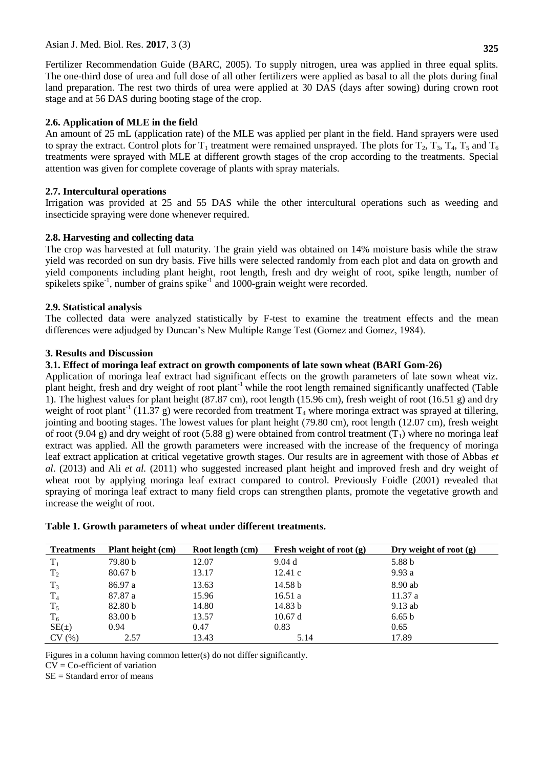Fertilizer Recommendation Guide (BARC, 2005). To supply nitrogen, urea was applied in three equal splits. The one-third dose of urea and full dose of all other fertilizers were applied as basal to all the plots during final land preparation. The rest two thirds of urea were applied at 30 DAS (days after sowing) during crown root stage and at 56 DAS during booting stage of the crop.

### 2.6. Application of MLE in the field

An amount of 25 mL (application rate) of the MLE was applied per plant in the field. Hand sprayers were used to spray the extract. Control plots for $T_1$ treatment were remained unsprayed. The plots for $T_2$, $T_3$, $T_4$, $T_5$ and $T_6$ treatments were sprayed with MLE at different growth stages of the crop according to the treatments. Special attention was given for complete coverage of plants with spray materials.

### 2.7. Intercultural operations

Irrigation was provided at 25 and 55 DAS while the other intercultural operations such as weeding and insecticide spraying were done whenever required.

### 2.8. Harvesting and collecting data

The crop was harvested at full maturity. The grain yield was obtained on 14% moisture basis while the straw yield was recorded on sun dry basis. Five hills were selected randomly from each plot and data on growth and yield components including plant height, root length, fresh and dry weight of root, spike length, number of spikelets spike$^{-1}$, number of grains spike$^{-1}$ and 1000-grain weight were recorded.

### 2.9. Statistical analysis

The collected data were analyzed statistically by F-test to examine the treatment effects and the mean differences were adjudged by Duncan's New Multiple Range Test (Gomez and Gomez, 1984).

## 3. Results and Discussion

### 3.1. Effect of moringa leaf extract on growth components of late sown wheat (BARI Gom-26)

Application of moringa leaf extract had significant effects on the growth parameters of late sown wheat viz. plant height, fresh and dry weight of root plant$^{-1}$ while the root length remained significantly unaffected (Table 1). The highest values for plant height (87.87 cm), root length (15.96 cm), fresh weight of root (16.51 g) and dry weight of root plant$^{-1}$ (11.37 g) were recorded from treatment $T_4$ where moringa extract was sprayed at tillering, jointing and booting stages. The lowest values for plant height (79.80 cm), root length (12.07 cm), fresh weight of root (9.04 g) and dry weight of root (5.88 g) were obtained from control treatment ($T_1$) where no moringa leaf extract was applied. All the growth parameters were increased with the increase of the frequency of moringa leaf extract application at critical vegetative growth stages. Our results are in agreement with those of Abbas *et al*. (2013) and Ali *et al.* (2011) who suggested increased plant height and improved fresh and dry weight of wheat root by applying moringa leaf extract compared to control. Previously Foidle (2001) revealed that spraying of moringa leaf extract to many field crops can strengthen plants, promote the vegetative growth and increase the weight of root.

**Table 1. Growth parameters of wheat under different treatments.**

| Treatments | Plant height (cm) | Root length (cm) | Fresh weight of root (g) | Dry weight of root (g) |
|---|---|---|---|---|
| $T_1$ | 79.80 b | 12.07 | 9.04 d | 5.88 b |
| $T_2$ | 80.67 b | 13.17 | 12.41 c | 9.93 a |
| $T_3$ | 86.97 a | 13.63 | 14.58 b | 8.90 ab |
| $T_4$ | 87.87 a | 15.96 | 16.51 a | 11.37 a |
| $T_5$ | 82.80 b | 14.80 | 14.83 b | 9.13 ab |
| $T_6$ | 83.00 b | 13.57 | 10.67 d | 6.65 b |
| SE(±) | 0.94 | 0.47 | 0.83 | 0.65 |
| CV (%) | 2.57 | 13.43 | 5.14 | 17.89 |

Figures in a column having common letter(s) do not differ significantly.

CV = Co-efficient of variation

SE = Standard error of means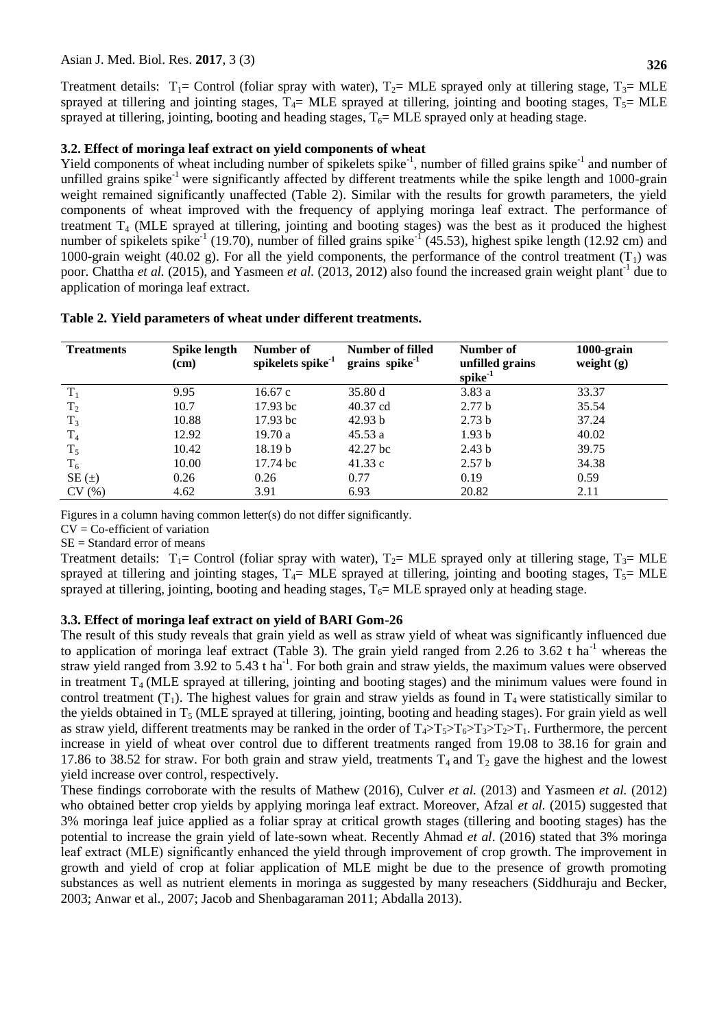Treatment details: $T_1$= Control (foliar spray with water), $T_2$= MLE sprayed only at tillering stage, $T_3$= MLE sprayed at tillering and jointing stages, $T_4$= MLE sprayed at tillering, jointing and booting stages, $T_5$= MLE sprayed at tillering, jointing, booting and heading stages, $T_6$= MLE sprayed only at heading stage.

### 3.2. Effect of moringa leaf extract on yield components of wheat

Yield components of wheat including number of spikelets spike$^{-1}$, number of filled grains spike$^{-1}$ and number of unfilled grains spike$^{-1}$ were significantly affected by different treatments while the spike length and 1000-grain weight remained significantly unaffected (Table 2). Similar with the results for growth parameters, the yield components of wheat improved with the frequency of applying moringa leaf extract. The performance of treatment $T_4$ (MLE sprayed at tillering, jointing and booting stages) was the best as it produced the highest number of spikelets spike$^{-1}$ (19.70), number of filled grains spike$^{-1}$ (45.53), highest spike length (12.92 cm) and 1000-grain weight (40.02 g). For all the yield components, the performance of the control treatment ($T_1$) was poor. Chattha *et al.* (2015), and Yasmeen *et al.* (2013, 2012) also found the increased grain weight plant$^{-1}$ due to application of moringa leaf extract.

**Table 2. Yield parameters of wheat under different treatments.**

| Treatments | Spike length (cm) | Number of spikelets spike$^{-1}$ | Number of filled grains spike$^{-1}$ | Number of unfilled grains spike$^{-1}$ | 1000-grain weight (g) |
|---|---|---|---|---|---|
| $T_1$ | 9.95 | 16.67 c | 35.80 d | 3.83 a | 33.37 |
| $T_2$ | 10.7 | 17.93 bc | 40.37 cd | 2.77 b | 35.54 |
| $T_3$ | 10.88 | 17.93 bc | 42.93 b | 2.73 b | 37.24 |
| $T_4$ | 12.92 | 19.70 a | 45.53 a | 1.93 b | 40.02 |
| $T_5$ | 10.42 | 18.19 b | 42.27 bc | 2.43 b | 39.75 |
| $T_6$ | 10.00 | 17.74 bc | 41.33 c | 2.57 b | 34.38 |
| SE (±) | 0.26 | 0.26 | 0.77 | 0.19 | 0.59 |
| CV (%) | 4.62 | 3.91 | 6.93 | 20.82 | 2.11 |

Figures in a column having common letter(s) do not differ significantly.

CV = Co-efficient of variation

SE = Standard error of means

Treatment details: $T_1$= Control (foliar spray with water), $T_2$= MLE sprayed only at tillering stage, $T_3$= MLE sprayed at tillering and jointing stages, $T_4$= MLE sprayed at tillering, jointing and booting stages, $T_5$= MLE sprayed at tillering, jointing, booting and heading stages, $T_6$= MLE sprayed only at heading stage.

### 3.3. Effect of moringa leaf extract on yield of BARI Gom-26

The result of this study reveals that grain yield as well as straw yield of wheat was significantly influenced due to application of moringa leaf extract (Table 3). The grain yield ranged from 2.26 to 3.62 t ha$^{-1}$ whereas the straw yield ranged from 3.92 to 5.43 t ha$^{-1}$. For both grain and straw yields, the maximum values were observed in treatment $T_4$ (MLE sprayed at tillering, jointing and booting stages) and the minimum values were found in control treatment ($T_1$). The highest values for grain and straw yields as found in $T_4$ were statistically similar to the yields obtained in $T_5$ (MLE sprayed at tillering, jointing, booting and heading stages). For grain yield as well as straw yield, different treatments may be ranked in the order of $T_4 > T_5 > T_6 > T_3 > T_2 > T_1$. Furthermore, the percent increase in yield of wheat over control due to different treatments ranged from 19.08 to 38.16 for grain and 17.86 to 38.52 for straw. For both grain and straw yield, treatments $T_4$ and $T_2$ gave the highest and the lowest yield increase over control, respectively.

These findings corroborate with the results of Mathew (2016), Culver *et al.* (2013) and Yasmeen *et al.* (2012) who obtained better crop yields by applying moringa leaf extract. Moreover, Afzal *et al.* (2015) suggested that 3% moringa leaf juice applied as a foliar spray at critical growth stages (tillering and booting stages) has the potential to increase the grain yield of late-sown wheat. Recently Ahmad *et al*. (2016) stated that 3% moringa leaf extract (MLE) significantly enhanced the yield through improvement of crop growth. The improvement in growth and yield of crop at foliar application of MLE might be due to the presence of growth promoting substances as well as nutrient elements in moringa as suggested by many reseachers (Siddhuraju and Becker, 2003; Anwar et al., 2007; Jacob and Shenbagaraman 2011; Abdalla 2013).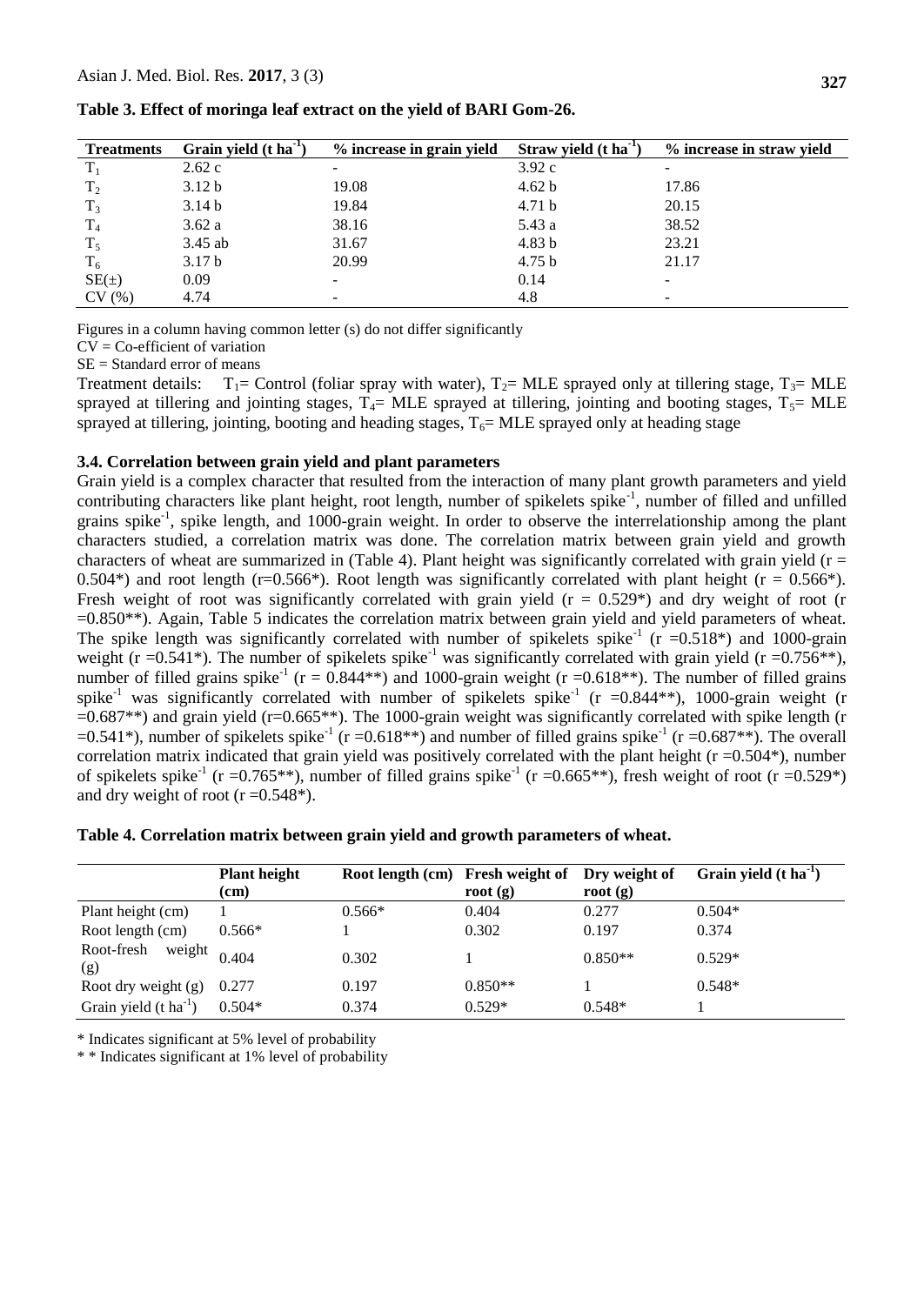**Table 3. Effect of moringa leaf extract on the yield of BARI Gom-26.**

| Treatments | Grain yield (t $ha^{-1}$) | % increase in grain yield | Straw yield (t $ha^{-1}$) | % increase in straw yield |
|---|---|---|---|---|
| $T_1$ | 2.62 c | - | 3.92 c | - |
| $T_2$ | 3.12 b | 19.08 | 4.62 b | 17.86 |
| $T_3$ | 3.14 b | 19.84 | 4.71 b | 20.15 |
| $T_4$ | 3.62 a | 38.16 | 5.43 a | 38.52 |
| $T_5$ | 3.45 ab | 31.67 | 4.83 b | 23.21 |
| $T_6$ | 3.17 b | 20.99 | 4.75 b | 21.17 |
| SE(±) | 0.09 | - | 0.14 | - |
| CV (%) | 4.74 | - | 4.8 | - |

Figures in a column having common letter (s) do not differ significantly

CV = Co-efficient of variation

SE = Standard error of means

Treatment details: $T_1$= Control (foliar spray with water), $T_2$= MLE sprayed only at tillering stage, $T_3$= MLE sprayed at tillering and jointing stages, $T_4$= MLE sprayed at tillering, jointing and booting stages, $T_5$= MLE sprayed at tillering, jointing, booting and heading stages, $T_6$= MLE sprayed only at heading stage

### 3.4. Correlation between grain yield and plant parameters

Grain yield is a complex character that resulted from the interaction of many plant growth parameters and yield contributing characters like plant height, root length, number of spikelets $spike^{-1}$, number of filled and unfilled grains $spike^{-1}$, spike length, and 1000-grain weight. In order to observe the interrelationship among the plant characters studied, a correlation matrix was done. The correlation matrix between grain yield and growth characters of wheat are summarized in (Table 4). Plant height was significantly correlated with grain yield (r = 0.504*) and root length (r=0.566*). Root length was significantly correlated with plant height (r = 0.566*). Fresh weight of root was significantly correlated with grain yield (r = 0.529*) and dry weight of root (r =0.850**). Again, Table 5 indicates the correlation matrix between grain yield and yield parameters of wheat. The spike length was significantly correlated with number of spikelets $spike^{-1}$ (r =0.518*) and 1000-grain weight (r =0.541*). The number of spikelets $spike^{-1}$ was significantly correlated with grain yield (r =0.756**), number of filled grains $spike^{-1}$ (r = 0.844**) and 1000-grain weight (r =0.618**). The number of filled grains $spike^{-1}$ was significantly correlated with number of spikelets $spike^{-1}$ (r =0.844**), 1000-grain weight (r =0.687**) and grain yield (r=0.665**). The 1000-grain weight was significantly correlated with spike length (r =0.541*), number of spikelets $spike^{-1}$ (r =0.618**) and number of filled grains $spike^{-1}$ (r =0.687**). The overall correlation matrix indicated that grain yield was positively correlated with the plant height (r =0.504*), number of spikelets $spike^{-1}$ (r =0.765**), number of filled grains $spike^{-1}$ (r =0.665**), fresh weight of root (r =0.529*) and dry weight of root (r =0.548*).

**Table 4. Correlation matrix between grain yield and growth parameters of wheat.**

| | Plant height (cm) | Root length (cm) | Fresh weight of root (g) | Dry weight of root (g) | Grain yield (t $ha^{-1}$) |
|---|---|---|---|---|---|
| Plant height (cm) | 1 | 0.566* | 0.404 | 0.277 | 0.504* |
| Root length (cm) | 0.566* | 1 | 0.302 | 0.197 | 0.374 |
| Root-fresh weight (g) | 0.404 | 0.302 | 1 | 0.850** | 0.529* |
| Root dry weight (g) | 0.277 | 0.197 | 0.850** | 1 | 0.548* |
| Grain yield (t $ha^{-1}$) | 0.504* | 0.374 | 0.529* | 0.548* | 1 |

\* Indicates significant at 5% level of probability

\* \* Indicates significant at 1% level of probability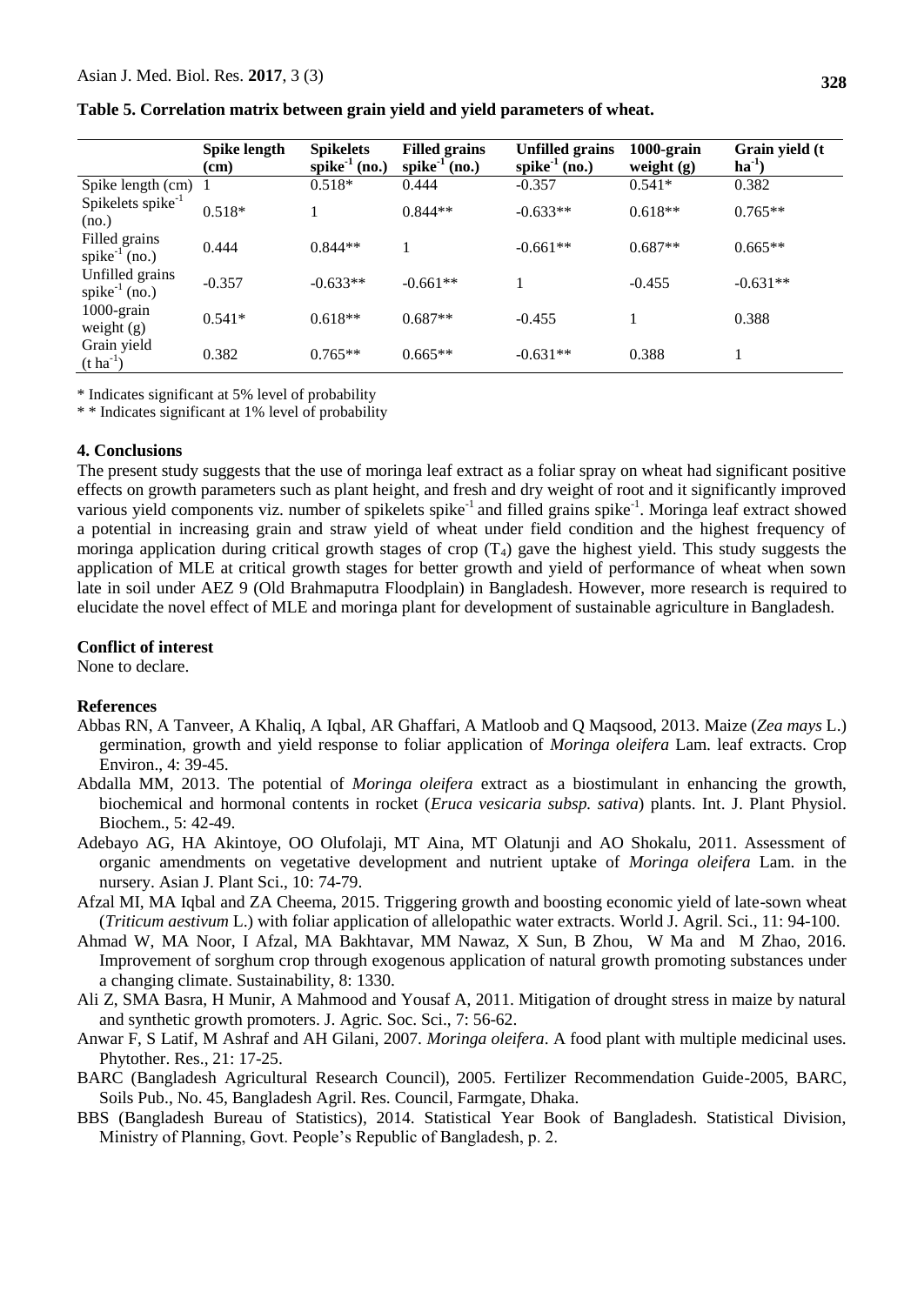**Table 5. Correlation matrix between grain yield and yield parameters of wheat.**

| | Spike length (cm) | Spikelets spike$^{-1}$ (no.) | Filled grains spike$^{-1}$ (no.) | Unfilled grains spike$^{-1}$ (no.) | 1000-grain weight (g) | Grain yield (t ha$^{-1}$) |
|---|---|---|---|---|---|---|
| Spike length (cm) | 1 | 0.518* | 0.444 | -0.357 | 0.541* | 0.382 |
| Spikelets spike$^{-1}$ (no.) | 0.518* | 1 | 0.844** | -0.633** | 0.618** | 0.765** |
| Filled grains spike$^{-1}$ (no.) | 0.444 | 0.844** | 1 | -0.661** | 0.687** | 0.665** |
| Unfilled grains spike$^{-1}$ (no.) | -0.357 | -0.633** | -0.661** | 1 | -0.455 | -0.631** |
| 1000-grain weight (g) | 0.541* | 0.618** | 0.687** | -0.455 | 1 | 0.388 |
| Grain yield (t ha$^{-1}$) | 0.382 | 0.765** | 0.665** | -0.631** | 0.388 | 1 |

\* Indicates significant at 5% level of probability

\* \* Indicates significant at 1% level of probability

## 4. Conclusions

The present study suggests that the use of moringa leaf extract as a foliar spray on wheat had significant positive effects on growth parameters such as plant height, and fresh and dry weight of root and it significantly improved various yield components viz. number of spikelets spike$^{-1}$ and filled grains spike$^{-1}$. Moringa leaf extract showed a potential in increasing grain and straw yield of wheat under field condition and the highest frequency of moringa application during critical growth stages of crop ($T_4$) gave the highest yield. This study suggests the application of MLE at critical growth stages for better growth and yield of performance of wheat when sown late in soil under AEZ 9 (Old Brahmaputra Floodplain) in Bangladesh. However, more research is required to elucidate the novel effect of MLE and moringa plant for development of sustainable agriculture in Bangladesh.

## Conflict of interest

None to declare.

## References

Abbas RN, A Tanveer, A Khaliq, A Iqbal, AR Ghaffari, A Matloob and Q Maqsood, 2013. Maize (*Zea mays* L.) germination, growth and yield response to foliar application of *Moringa oleifera* Lam. leaf extracts. Crop Environ., 4: 39-45.

Abdalla MM, 2013. The potential of *Moringa oleifera* extract as a biostimulant in enhancing the growth, biochemical and hormonal contents in rocket (*Eruca vesicaria subsp. sativa*) plants. Int. J. Plant Physiol. Biochem., 5: 42-49.

Adebayo AG, HA Akintoye, OO Olufolaji, MT Aina, MT Olatunji and AO Shokalu, 2011. Assessment of organic amendments on vegetative development and nutrient uptake of *Moringa oleifera* Lam. in the nursery. Asian J. Plant Sci., 10: 74-79.

Afzal MI, MA Iqbal and ZA Cheema, 2015. Triggering growth and boosting economic yield of late-sown wheat (*Triticum aestivum* L.) with foliar application of allelopathic water extracts. World J. Agril. Sci., 11: 94-100.

Ahmad W, MA Noor, I Afzal, MA Bakhtavar, MM Nawaz, X Sun, B Zhou, W Ma and M Zhao, 2016. Improvement of sorghum crop through exogenous application of natural growth promoting substances under a changing climate. Sustainability, 8: 1330.

Ali Z, SMA Basra, H Munir, A Mahmood and Yousaf A, 2011. Mitigation of drought stress in maize by natural and synthetic growth promoters. J. Agric. Soc. Sci., 7: 56-62.

Anwar F, S Latif, M Ashraf and AH Gilani, 2007. *Moringa oleifera*. A food plant with multiple medicinal uses. Phytother. Res., 21: 17-25.

BARC (Bangladesh Agricultural Research Council), 2005. Fertilizer Recommendation Guide-2005, BARC, Soils Pub., No. 45, Bangladesh Agril. Res. Council, Farmgate, Dhaka.

BBS (Bangladesh Bureau of Statistics), 2014. Statistical Year Book of Bangladesh. Statistical Division, Ministry of Planning, Govt. People's Republic of Bangladesh, p. 2.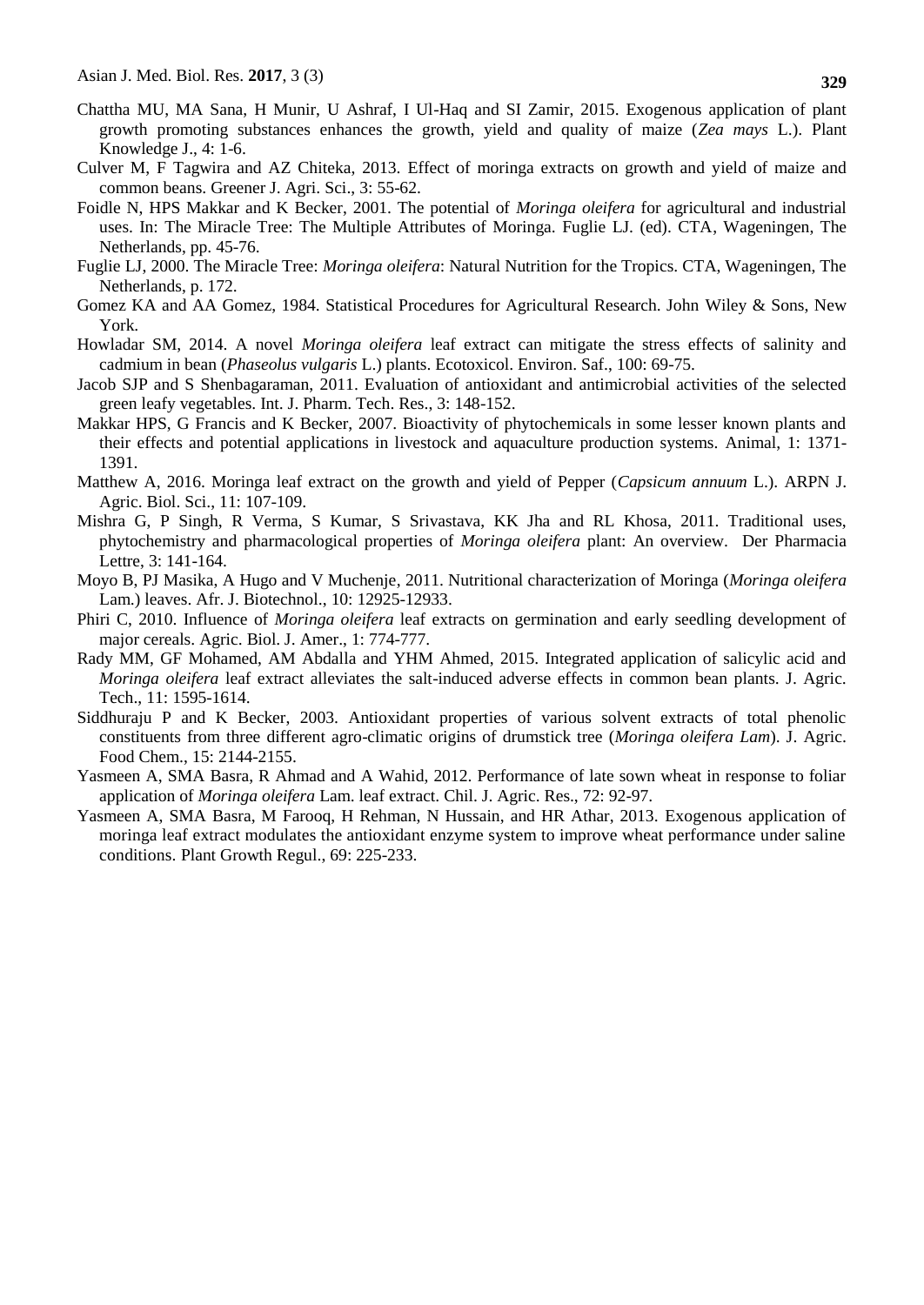Chattha MU, MA Sana, H Munir, U Ashraf, I Ul-Haq and SI Zamir, 2015. Exogenous application of plant growth promoting substances enhances the growth, yield and quality of maize (*Zea mays* L.). Plant Knowledge J., 4: 1-6.

Culver M, F Tagwira and AZ Chiteka, 2013. Effect of moringa extracts on growth and yield of maize and common beans. Greener J. Agri. Sci., 3: 55-62.

Foidle N, HPS Makkar and K Becker, 2001. The potential of *Moringa oleifera* for agricultural and industrial uses. In: The Miracle Tree: The Multiple Attributes of Moringa. Fuglie LJ. (ed). CTA, Wageningen, The Netherlands, pp. 45-76.

Fuglie LJ, 2000. The Miracle Tree: *Moringa oleifera*: Natural Nutrition for the Tropics. CTA, Wageningen, The Netherlands, p. 172.

Gomez KA and AA Gomez, 1984. Statistical Procedures for Agricultural Research. John Wiley & Sons, New York.

Howladar SM, 2014. A novel *Moringa oleifera* leaf extract can mitigate the stress effects of salinity and cadmium in bean (*Phaseolus vulgaris* L.) plants. Ecotoxicol. Environ. Saf., 100: 69-75.

Jacob SJP and S Shenbagaraman, 2011. Evaluation of antioxidant and antimicrobial activities of the selected green leafy vegetables. Int. J. Pharm. Tech. Res., 3: 148-152.

Makkar HPS, G Francis and K Becker, 2007. Bioactivity of phytochemicals in some lesser known plants and their effects and potential applications in livestock and aquaculture production systems. Animal, 1: 1371-1391.

Matthew A, 2016. Moringa leaf extract on the growth and yield of Pepper (*Capsicum annuum* L.). ARPN J. Agric. Biol. Sci., 11: 107-109.

Mishra G, P Singh, R Verma, S Kumar, S Srivastava, KK Jha and RL Khosa, 2011. Traditional uses, phytochemistry and pharmacological properties of *Moringa oleifera* plant: An overview. Der Pharmacia Lettre, 3: 141-164.

Moyo B, PJ Masika, A Hugo and V Muchenje, 2011. Nutritional characterization of Moringa (*Moringa oleifera* Lam.) leaves. Afr. J. Biotechnol., 10: 12925-12933.

Phiri C, 2010. Influence of *Moringa oleifera* leaf extracts on germination and early seedling development of major cereals. Agric. Biol. J. Amer., 1: 774-777.

Rady MM, GF Mohamed, AM Abdalla and YHM Ahmed, 2015. Integrated application of salicylic acid and *Moringa oleifera* leaf extract alleviates the salt-induced adverse effects in common bean plants. J. Agric. Tech., 11: 1595-1614.

Siddhuraju P and K Becker, 2003. Antioxidant properties of various solvent extracts of total phenolic constituents from three different agro-climatic origins of drumstick tree (*Moringa oleifera Lam*). J. Agric. Food Chem., 15: 2144-2155.

Yasmeen A, SMA Basra, R Ahmad and A Wahid, 2012. Performance of late sown wheat in response to foliar application of *Moringa oleifera* Lam. leaf extract. Chil. J. Agric. Res., 72: 92-97.

Yasmeen A, SMA Basra, M Farooq, H Rehman, N Hussain, and HR Athar, 2013. Exogenous application of moringa leaf extract modulates the antioxidant enzyme system to improve wheat performance under saline conditions. Plant Growth Regul., 69: 225-233.